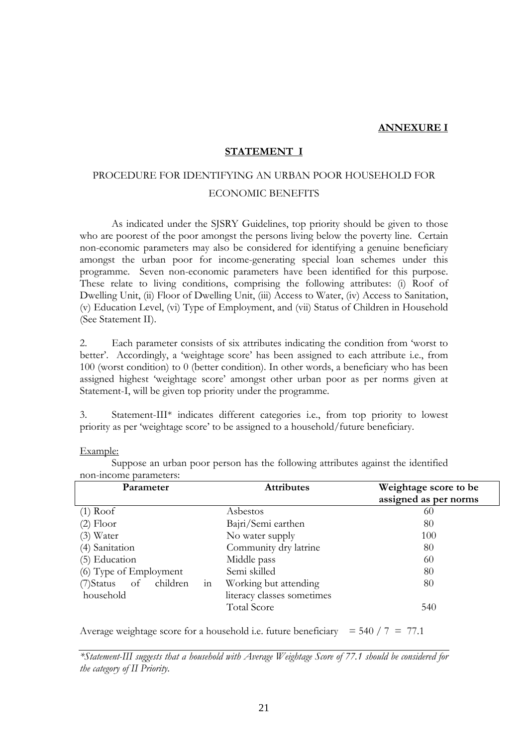**ANNEXURE I**

## STATEMENT I

### PROCEDURE FOR IDENTIFYING AN URBAN POOR HOUSEHOLD FOR ECONOMIC BENEFITS

As indicated under the SJSRY Guidelines, top priority should be given to those who are poorest of the poor amongst the persons living below the poverty line. Certain non-economic parameters may also be considered for identifying a genuine beneficiary amongst the urban poor for income-generating special loan schemes under this programme. Seven non-economic parameters have been identified for this purpose. These relate to living conditions, comprising the following attributes: (i) Roof of Dwelling Unit, (ii) Floor of Dwelling Unit, (iii) Access to Water, (iv) Access to Sanitation, (v) Education Level, (vi) Type of Employment, and (vii) Status of Children in Household (See Statement II).

2. Each parameter consists of six attributes indicating the condition from 'worst to better'. Accordingly, a 'weightage score' has been assigned to each attribute i.e., from 100 (worst condition) to 0 (better condition). In other words, a beneficiary who has been assigned highest 'weightage score' amongst other urban poor as per norms given at Statement-I, will be given top priority under the programme.

3. Statement-III* indicates different categories i.e., from top priority to lowest priority as per 'weightage score' to be assigned to a household/future beneficiary.

Example:

Suppose an urban poor person has the following attributes against the identified non-income parameters:

| Parameter | Attributes | Weightage score to be assigned as per norms |
|---|---|---|
| (1) Roof | Asbestos | 60 |
| (2) Floor | Bajri/Semi earthen | 80 |
| (3) Water | No water supply | 100 |
| (4) Sanitation | Community dry latrine | 80 |
| (5) Education | Middle pass | 60 |
| (6) Type of Employment | Semi skilled | 80 |
| (7)Status of children in household | Working but attending literacy classes sometimes | 80 |
| | Total Score | 540 |

Average weightage score for a household i.e. future beneficiary = 540 / 7 = 77.1

*\*Statement-III suggests that a household with Average Weightage Score of 77.1 should be considered for the category of II Priority.*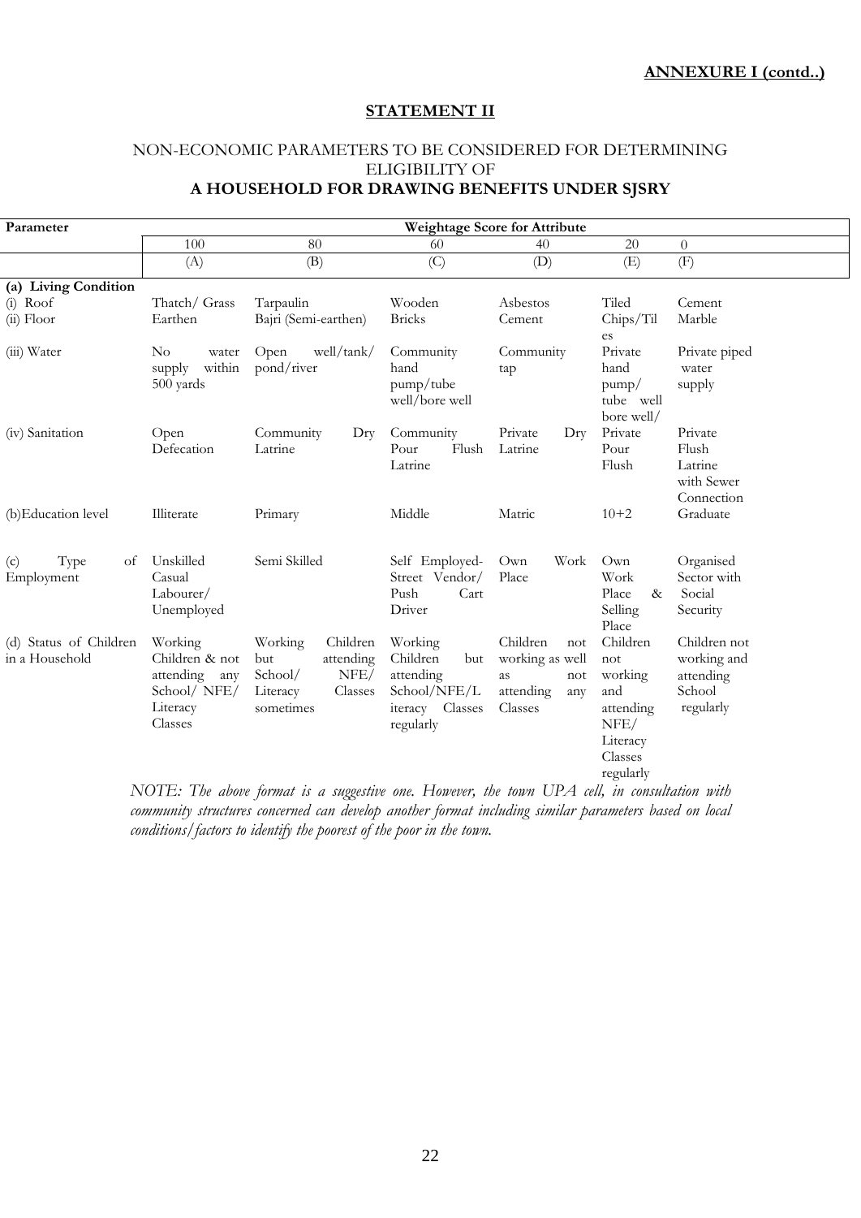**ANNEXURE I (contd..)**

**STATEMENT II**

NON-ECONOMIC PARAMETERS TO BE CONSIDERED FOR DETERMINING ELIGIBILITY OF
**A HOUSEHOLD FOR DRAWING BENEFITS UNDER SJSRY**

| Parameter | Weightage Score for Attribute | | | | | |
|---|---|---|---|---|---|---|
| | 100 | 80 | 60 | 40 | 20 | 0 |
| | (A) | (B) | (C) | (D) | (E) | (F) |
| **(a) Living Condition** | | | | | | |
| (i) Roof | Thatch/ Grass | Tarpaulin | Wooden | Asbestos | Tiled | Cement |
| (ii) Floor | Earthen | Bajri (Semi-earthen) | Bricks | Cement | Chips/Tiles | Marble |
| (iii) Water | No water supply within 500 yards | Open well/tank/ pond/river | Community hand pump/tube well/bore well | Community tap | Private hand pump/ tube well bore well/ | Private piped water supply |
| (iv) Sanitation | Open Defecation | Community Dry Latrine | Community Pour Flush Latrine | Private Dry Latrine | Private Pour Flush | Private Flush Latrine with Sewer Connection |
| (b) Education level | Illiterate | Primary | Middle | Matric | 10+2 | Graduate |
| (c) Type of Employment | Unskilled Casual Labourer/ Unemployed | Semi Skilled | Self Employed- Street Vendor/ Push Cart Driver | Own Work Place | Own Work Place & Selling Place | Organised Sector with Social Security |
| (d) Status of Children in a Household | Working Children & not attending any School/ NFE/ Literacy Classes | Working Children but attending School/ NFE/ Literacy Classes sometimes | Working Children but attending School/NFE/Literacy Classes regularly | Children not working as well as not attending any Classes | Children not working and attending NFE/ Literacy Classes regularly | Children not working and attending School regularly |

*NOTE: The above format is a suggestive one. However, the town UPA cell, in consultation with community structures concerned can develop another format including similar parameters based on local conditions/factors to identify the poorest of the poor in the town.*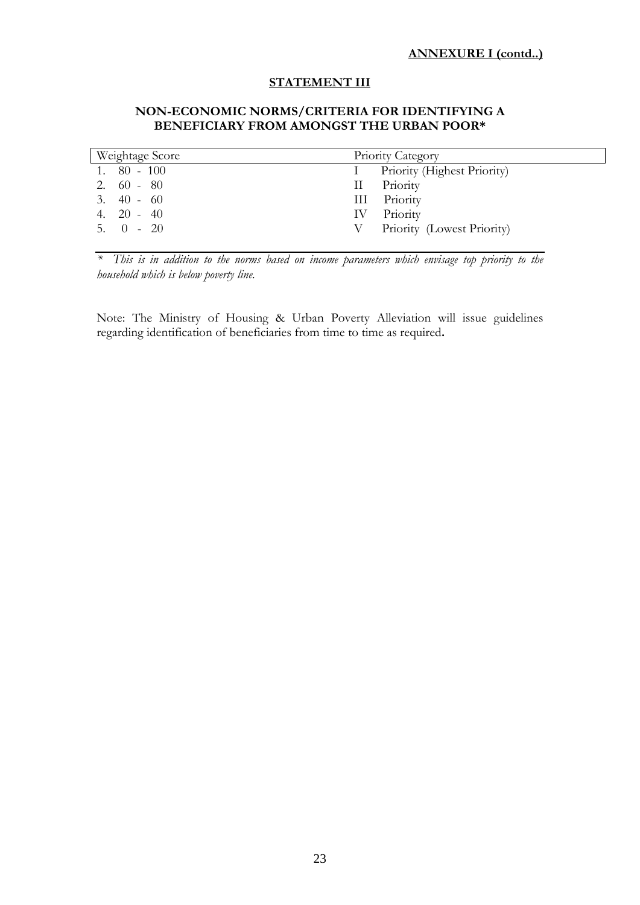**ANNEXURE I (contd..)**

**STATEMENT III**

**NON-ECONOMIC NORMS/CRITERIA FOR IDENTIFYING A BENEFICIARY FROM AMONGST THE URBAN POOR***

| Weightage Score | Priority Category |
|---|---|
| 1. 80 - 100 | I Priority (Highest Priority) |
| 2. 60 - 80 | II Priority |
| 3. 40 - 60 | III Priority |
| 4. 20 - 40 | IV Priority |
| 5. 0 - 20 | V Priority (Lowest Priority) |

*\* This is in addition to the norms based on income parameters which envisage top priority to the household which is below poverty line.*

Note: The Ministry of Housing & Urban Poverty Alleviation will issue guidelines regarding identification of beneficiaries from time to time as required.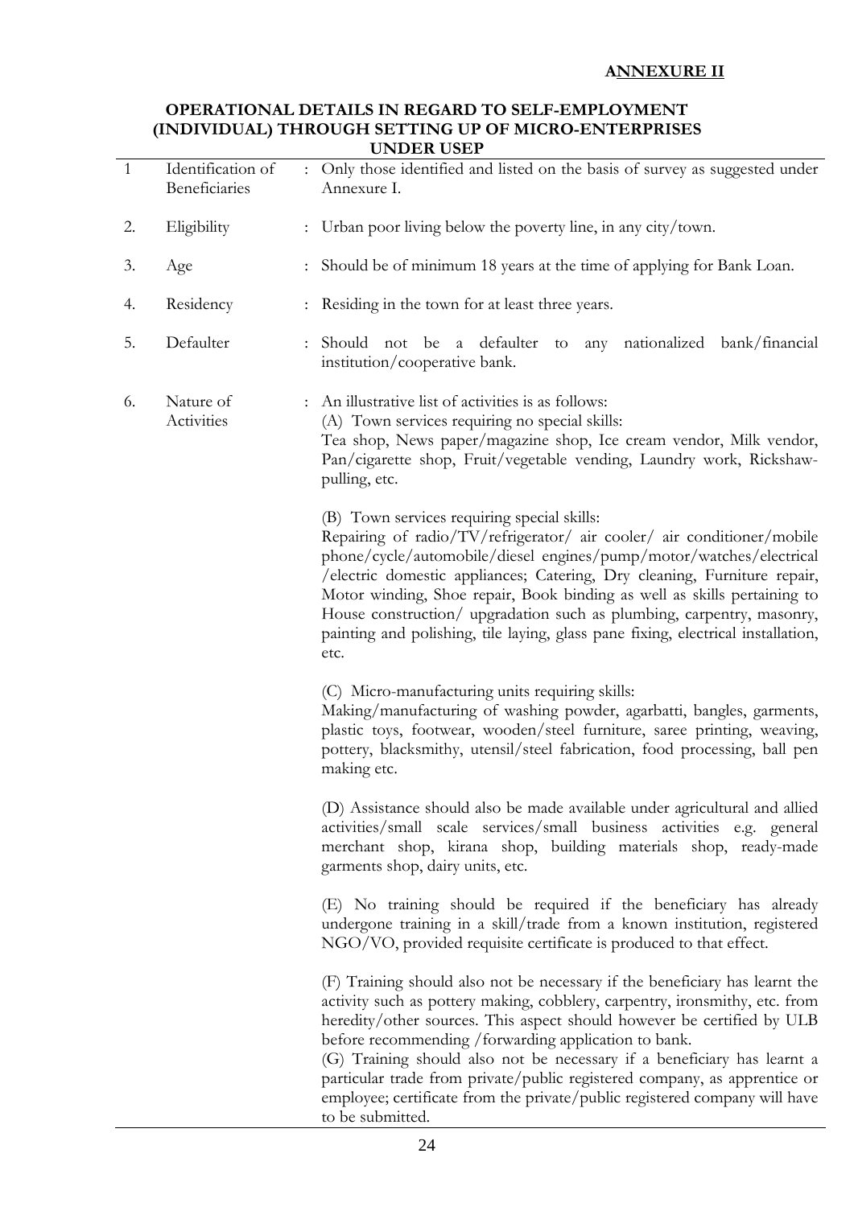**ANNEXURE II**

## OPERATIONAL DETAILS IN REGARD TO SELF-EMPLOYMENT (INDIVIDUAL) THROUGH SETTING UP OF MICRO-ENTERPRISES UNDER USEP

| | | | |
|---|---|---|---|
| 1 | Identification of Beneficiaries | : | Only those identified and listed on the basis of survey as suggested under Annexure I. |
| 2. | Eligibility | : | Urban poor living below the poverty line, in any city/town. |
| 3. | Age | : | Should be of minimum 18 years at the time of applying for Bank Loan. |
| 4. | Residency | : | Residing in the town for at least three years. |
| 5. | Defaulter | : | Should not be a defaulter to any nationalized bank/financial institution/cooperative bank. |
| 6. | Nature of Activities | : | An illustrative list of activities is as follows:<br>(A) Town services requiring no special skills:<br>Tea shop, News paper/magazine shop, Ice cream vendor, Milk vendor, Pan/cigarette shop, Fruit/vegetable vending, Laundry work, Rickshaw-pulling, etc.<br><br>(B) Town services requiring special skills:<br>Repairing of radio/TV/refrigerator/ air cooler/ air conditioner/mobile phone/cycle/automobile/diesel engines/pump/motor/watches/electrical /electric domestic appliances; Catering, Dry cleaning, Furniture repair, Motor winding, Shoe repair, Book binding as well as skills pertaining to House construction/ upgradation such as plumbing, carpentry, masonry, painting and polishing, tile laying, glass pane fixing, electrical installation, etc.<br><br>(C) Micro-manufacturing units requiring skills:<br>Making/manufacturing of washing powder, agarbatti, bangles, garments, plastic toys, footwear, wooden/steel furniture, saree printing, weaving, pottery, blacksmithy, utensil/steel fabrication, food processing, ball pen making etc.<br><br>(D) Assistance should also be made available under agricultural and allied activities/small scale services/small business activities e.g. general merchant shop, kirana shop, building materials shop, ready-made garments shop, dairy units, etc.<br><br>(E) No training should be required if the beneficiary has already undergone training in a skill/trade from a known institution, registered NGO/VO, provided requisite certificate is produced to that effect.<br><br>(F) Training should also not be necessary if the beneficiary has learnt the activity such as pottery making, cobblery, carpentry, ironsmithy, etc. from heredity/other sources. This aspect should however be certified by ULB before recommending /forwarding application to bank.<br>(G) Training should also not be necessary if a beneficiary has learnt a particular trade from private/public registered company, as apprentice or employee; certificate from the private/public registered company will have to be submitted. |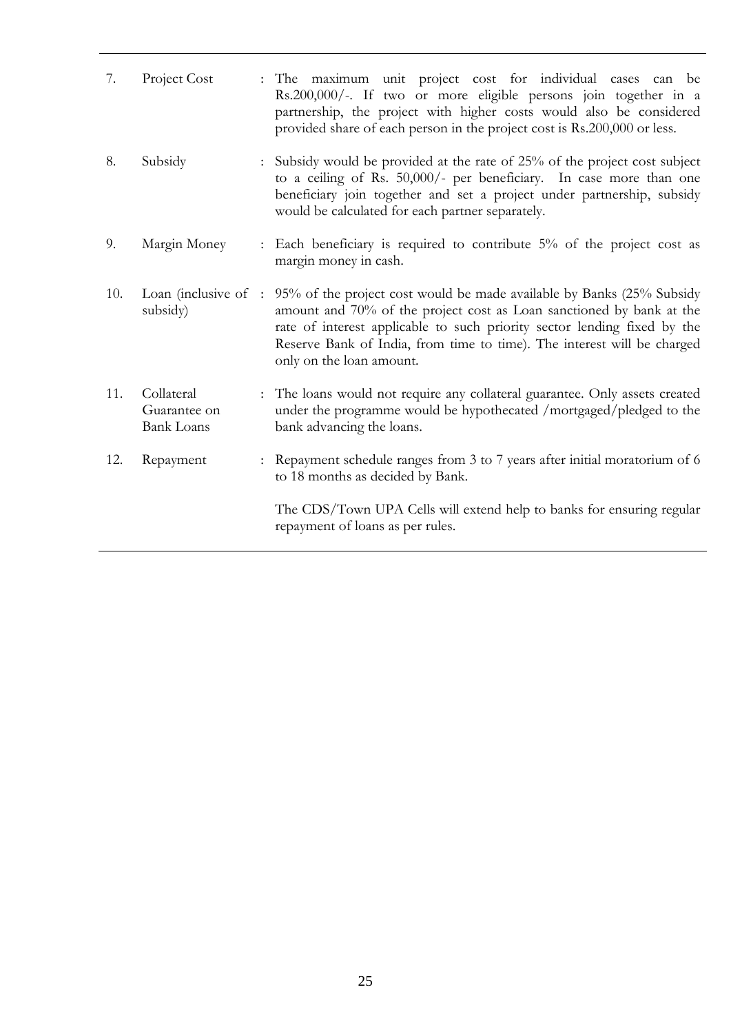| | | |
|---|---|---|
| 7. | Project Cost | : The maximum unit project cost for individual cases can be Rs.200,000/-. If two or more eligible persons join together in a partnership, the project with higher costs would also be considered provided share of each person in the project cost is Rs.200,000 or less. |
| 8. | Subsidy | : Subsidy would be provided at the rate of 25% of the project cost subject to a ceiling of Rs. 50,000/- per beneficiary. In case more than one beneficiary join together and set a project under partnership, subsidy would be calculated for each partner separately. |
| 9. | Margin Money | : Each beneficiary is required to contribute 5% of the project cost as margin money in cash. |
| 10. | Loan (inclusive of subsidy) | : 95% of the project cost would be made available by Banks (25% Subsidy amount and 70% of the project cost as Loan sanctioned by bank at the rate of interest applicable to such priority sector lending fixed by the Reserve Bank of India, from time to time). The interest will be charged only on the loan amount. |
| 11. | Collateral Guarantee on Bank Loans | : The loans would not require any collateral guarantee. Only assets created under the programme would be hypothecated /mortgaged/pledged to the bank advancing the loans. |
| 12. | Repayment | : Repayment schedule ranges from 3 to 7 years after initial moratorium of 6 to 18 months as decided by Bank.<br><br>The CDS/Town UPA Cells will extend help to banks for ensuring regular repayment of loans as per rules. |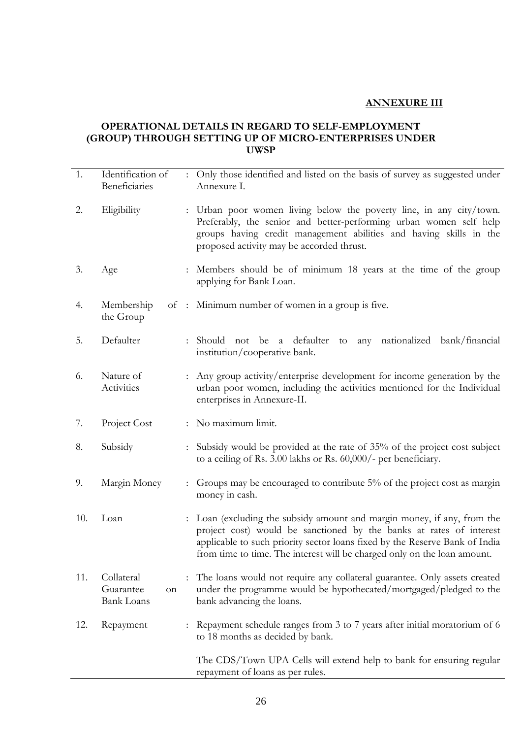**ANNEXURE III**

## OPERATIONAL DETAILS IN REGARD TO SELF-EMPLOYMENT (GROUP) THROUGH SETTING UP OF MICRO-ENTERPRISES UNDER UWSP

| | | | |
|---|---|---|---|
| 1. | Identification of Beneficiaries | : | Only those identified and listed on the basis of survey as suggested under Annexure I. |
| 2. | Eligibility | : | Urban poor women living below the poverty line, in any city/town. Preferably, the senior and better-performing urban women self help groups having credit management abilities and having skills in the proposed activity may be accorded thrust. |
| 3. | Age | : | Members should be of minimum 18 years at the time of the group applying for Bank Loan. |
| 4. | Membership of the Group | : | Minimum number of women in a group is five. |
| 5. | Defaulter | : | Should not be a defaulter to any nationalized bank/financial institution/cooperative bank. |
| 6. | Nature of Activities | : | Any group activity/enterprise development for income generation by the urban poor women, including the activities mentioned for the Individual enterprises in Annexure-II. |
| 7. | Project Cost | : | No maximum limit. |
| 8. | Subsidy | : | Subsidy would be provided at the rate of 35% of the project cost subject to a ceiling of Rs. 3.00 lakhs or Rs. 60,000/- per beneficiary. |
| 9. | Margin Money | : | Groups may be encouraged to contribute 5% of the project cost as margin money in cash. |
| 10. | Loan | : | Loan (excluding the subsidy amount and margin money, if any, from the project cost) would be sanctioned by the banks at rates of interest applicable to such priority sector loans fixed by the Reserve Bank of India from time to time. The interest will be charged only on the loan amount. |
| 11. | Collateral Guarantee on Bank Loans | : | The loans would not require any collateral guarantee. Only assets created under the programme would be hypothecated/mortgaged/pledged to the bank advancing the loans. |
| 12. | Repayment | : | Repayment schedule ranges from 3 to 7 years after initial moratorium of 6 to 18 months as decided by bank.<br><br>The CDS/Town UPA Cells will extend help to bank for ensuring regular repayment of loans as per rules. |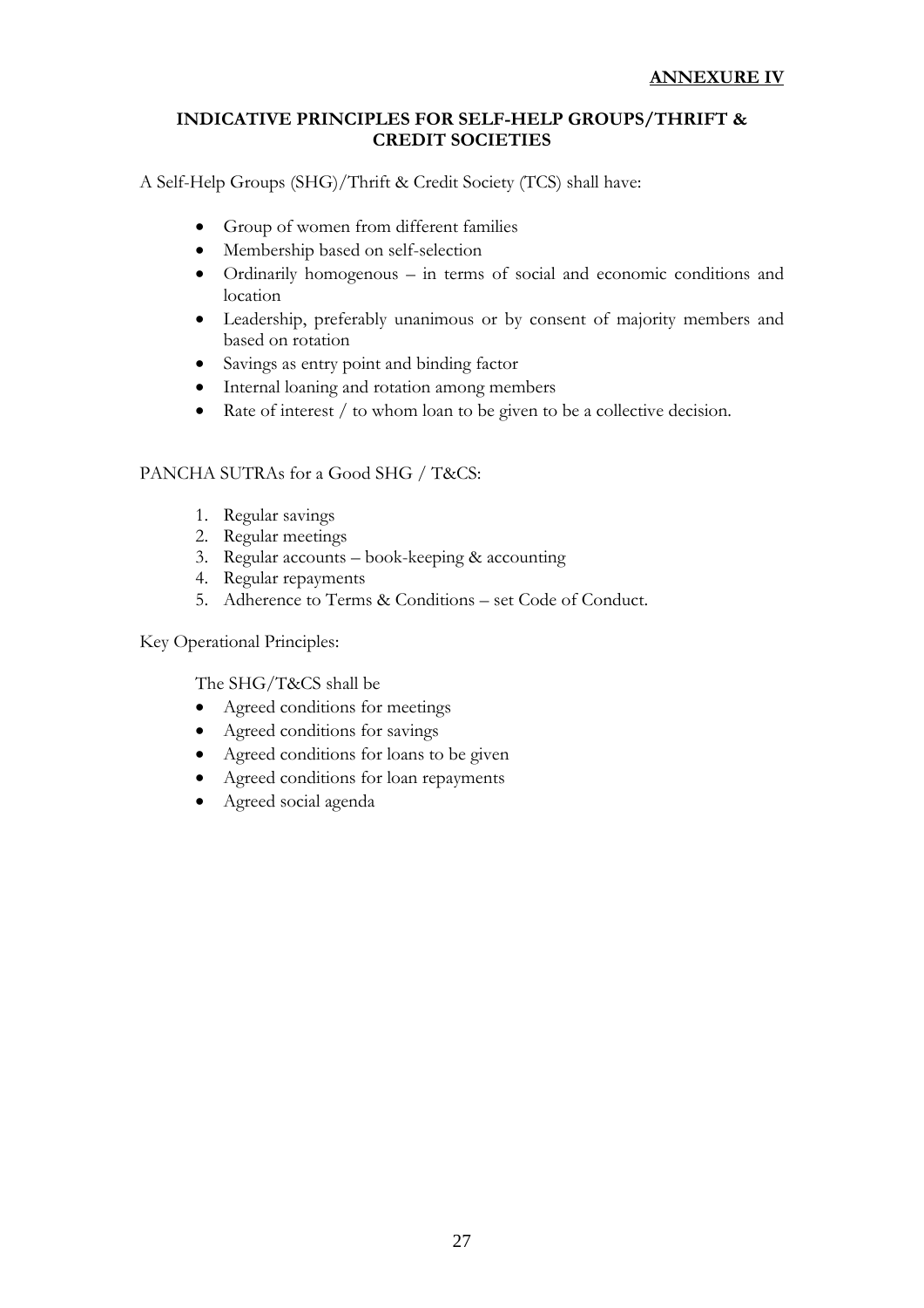**ANNEXURE IV**

## INDICATIVE PRINCIPLES FOR SELF-HELP GROUPS/THRIFT & CREDIT SOCIETIES

A Self-Help Groups (SHG)/Thrift & Credit Society (TCS) shall have:

- Group of women from different families
- Membership based on self-selection
- Ordinarily homogenous – in terms of social and economic conditions and location
- Leadership, preferably unanimous or by consent of majority members and based on rotation
- Savings as entry point and binding factor
- Internal loaning and rotation among members
- Rate of interest / to whom loan to be given to be a collective decision.

PANCHA SUTRAs for a Good SHG / T&CS:

1. Regular savings
2. Regular meetings
3. Regular accounts – book-keeping & accounting
4. Regular repayments
5. Adherence to Terms & Conditions – set Code of Conduct.

Key Operational Principles:

The SHG/T&CS shall be

- Agreed conditions for meetings
- Agreed conditions for savings
- Agreed conditions for loans to be given
- Agreed conditions for loan repayments
- Agreed social agenda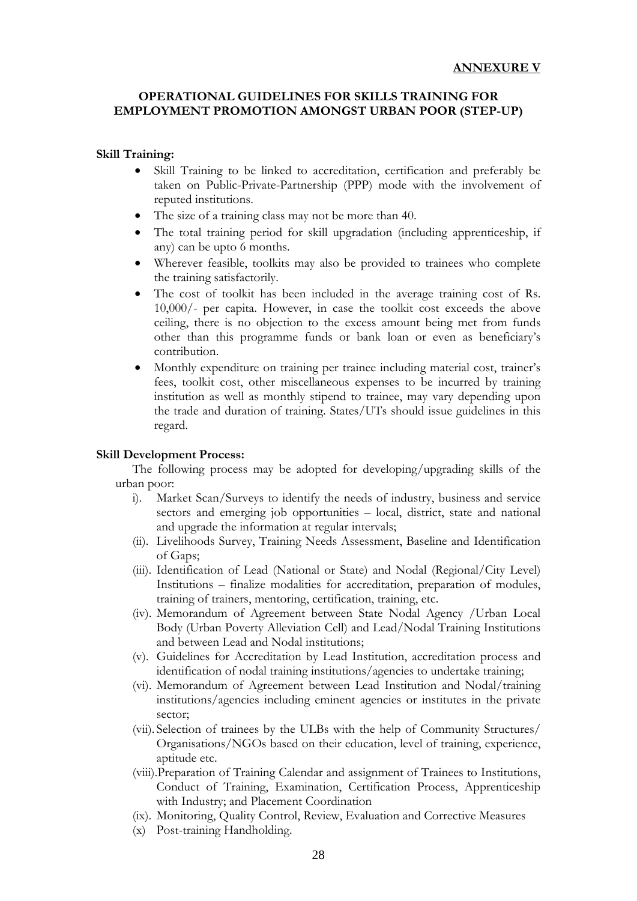**ANNEXURE V**

## OPERATIONAL GUIDELINES FOR SKILLS TRAINING FOR EMPLOYMENT PROMOTION AMONGST URBAN POOR (STEP-UP)

**Skill Training:**

- Skill Training to be linked to accreditation, certification and preferably be taken on Public-Private-Partnership (PPP) mode with the involvement of reputed institutions.
- The size of a training class may not be more than 40.
- The total training period for skill upgradation (including apprenticeship, if any) can be upto 6 months.
- Wherever feasible, toolkits may also be provided to trainees who complete the training satisfactorily.
- The cost of toolkit has been included in the average training cost of Rs. 10,000/- per capita. However, in case the toolkit cost exceeds the above ceiling, there is no objection to the excess amount being met from funds other than this programme funds or bank loan or even as beneficiary's contribution.
- Monthly expenditure on training per trainee including material cost, trainer's fees, toolkit cost, other miscellaneous expenses to be incurred by training institution as well as monthly stipend to trainee, may vary depending upon the trade and duration of training. States/UTs should issue guidelines in this regard.

**Skill Development Process:**

The following process may be adopted for developing/upgrading skills of the urban poor:

i). Market Scan/Surveys to identify the needs of industry, business and service sectors and emerging job opportunities – local, district, state and national and upgrade the information at regular intervals;

(ii). Livelihoods Survey, Training Needs Assessment, Baseline and Identification of Gaps;

(iii). Identification of Lead (National or State) and Nodal (Regional/City Level) Institutions – finalize modalities for accreditation, preparation of modules, training of trainers, mentoring, certification, training, etc.

(iv). Memorandum of Agreement between State Nodal Agency /Urban Local Body (Urban Poverty Alleviation Cell) and Lead/Nodal Training Institutions and between Lead and Nodal institutions;

(v). Guidelines for Accreditation by Lead Institution, accreditation process and identification of nodal training institutions/agencies to undertake training;

(vi). Memorandum of Agreement between Lead Institution and Nodal/training institutions/agencies including eminent agencies or institutes in the private sector;

(vii). Selection of trainees by the ULBs with the help of Community Structures/ Organisations/NGOs based on their education, level of training, experience, aptitude etc.

(viii). Preparation of Training Calendar and assignment of Trainees to Institutions, Conduct of Training, Examination, Certification Process, Apprenticeship with Industry; and Placement Coordination

(ix). Monitoring, Quality Control, Review, Evaluation and Corrective Measures

(x) Post-training Handholding.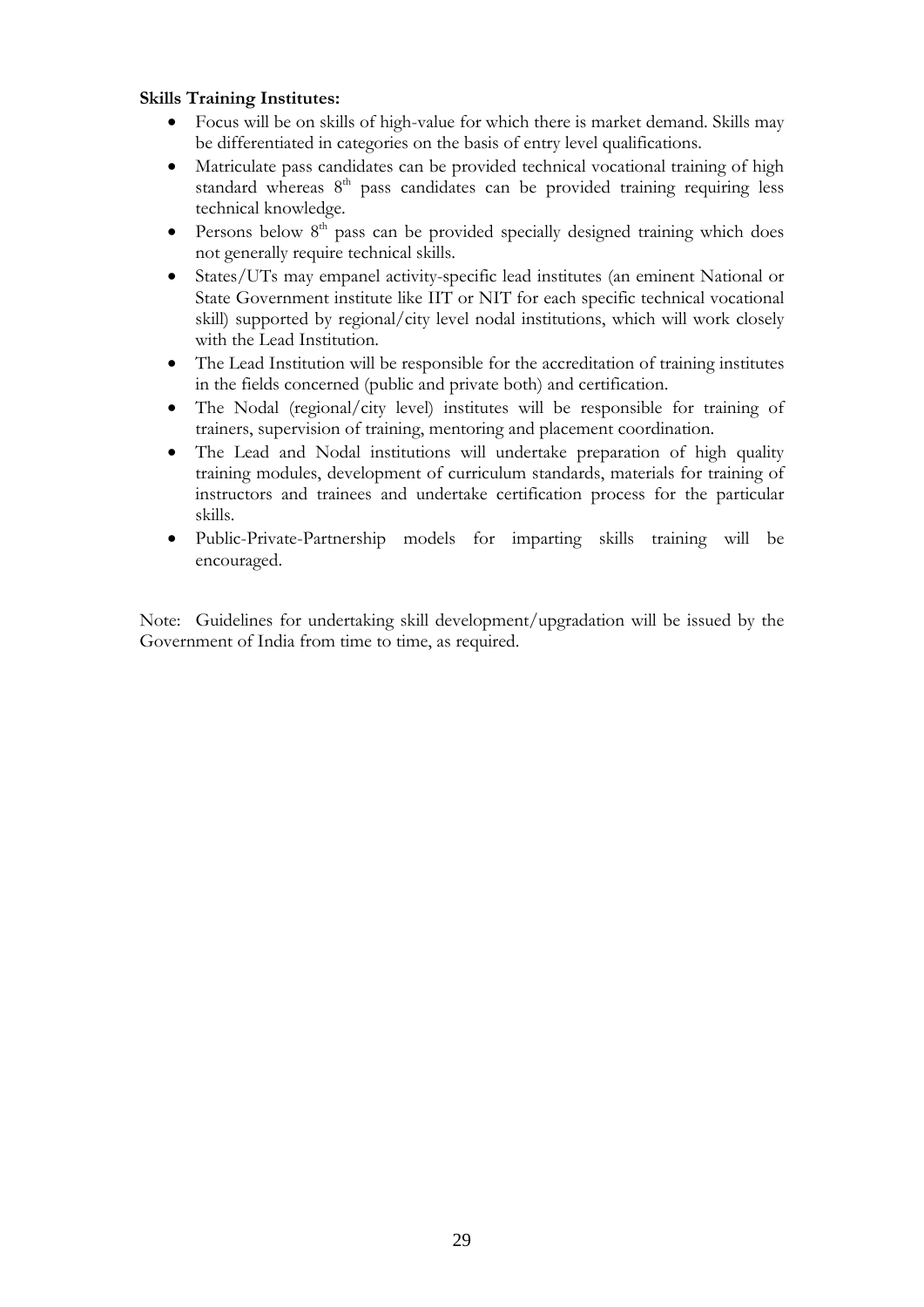**Skills Training Institutes:**

- Focus will be on skills of high-value for which there is market demand. Skills may be differentiated in categories on the basis of entry level qualifications.
- Matriculate pass candidates can be provided technical vocational training of high standard whereas 8th pass candidates can be provided training requiring less technical knowledge.
- Persons below 8th pass can be provided specially designed training which does not generally require technical skills.
- States/UTs may empanel activity-specific lead institutes (an eminent National or State Government institute like IIT or NIT for each specific technical vocational skill) supported by regional/city level nodal institutions, which will work closely with the Lead Institution.
- The Lead Institution will be responsible for the accreditation of training institutes in the fields concerned (public and private both) and certification.
- The Nodal (regional/city level) institutes will be responsible for training of trainers, supervision of training, mentoring and placement coordination.
- The Lead and Nodal institutions will undertake preparation of high quality training modules, development of curriculum standards, materials for training of instructors and trainees and undertake certification process for the particular skills.
- Public-Private-Partnership models for imparting skills training will be encouraged.

Note: Guidelines for undertaking skill development/upgradation will be issued by the Government of India from time to time, as required.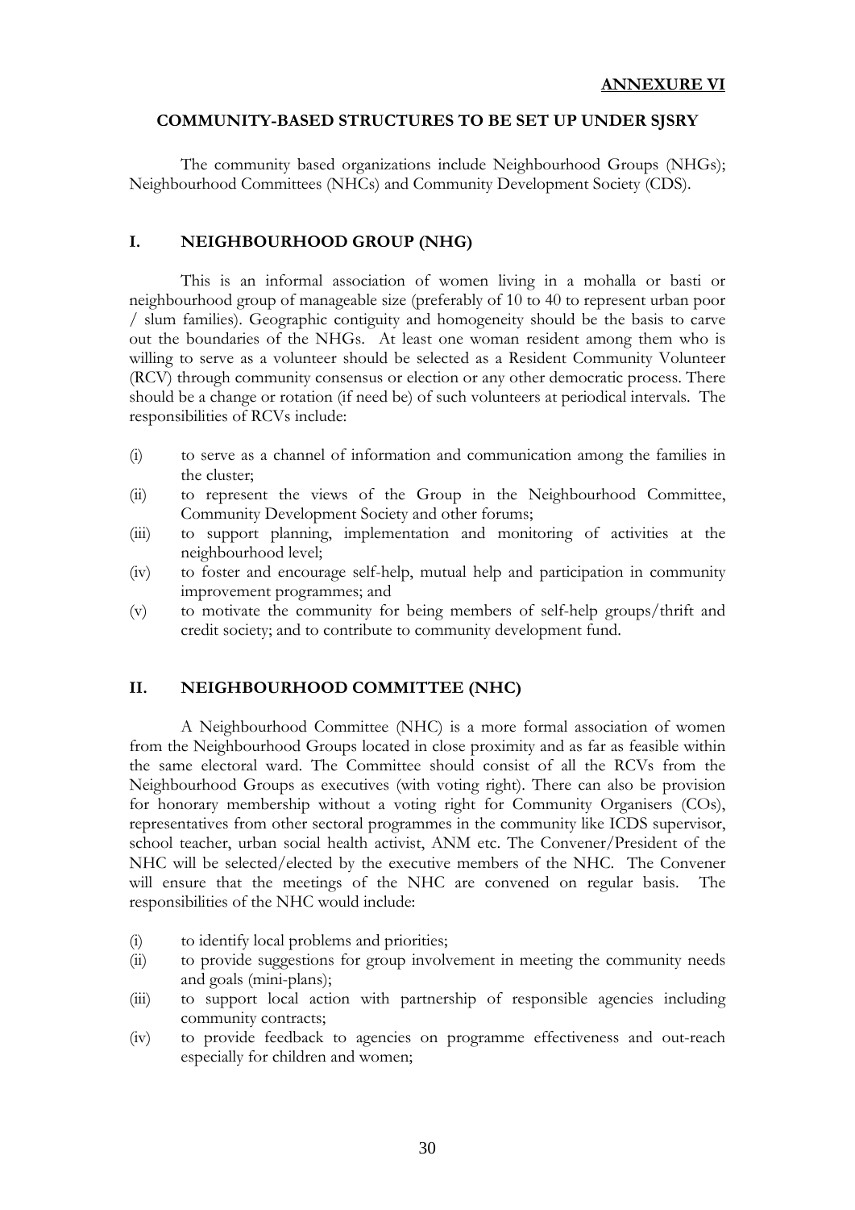**ANNEXURE VI**

## COMMUNITY-BASED STRUCTURES TO BE SET UP UNDER SJSRY

The community based organizations include Neighbourhood Groups (NHGs); Neighbourhood Committees (NHCs) and Community Development Society (CDS).

### I. NEIGHBOURHOOD GROUP (NHG)

This is an informal association of women living in a mohalla or basti or neighbourhood group of manageable size (preferably of 10 to 40 to represent urban poor / slum families). Geographic contiguity and homogeneity should be the basis to carve out the boundaries of the NHGs. At least one woman resident among them who is willing to serve as a volunteer should be selected as a Resident Community Volunteer (RCV) through community consensus or election or any other democratic process. There should be a change or rotation (if need be) of such volunteers at periodical intervals. The responsibilities of RCVs include:

- (i) to serve as a channel of information and communication among the families in the cluster;
- (ii) to represent the views of the Group in the Neighbourhood Committee, Community Development Society and other forums;
- (iii) to support planning, implementation and monitoring of activities at the neighbourhood level;
- (iv) to foster and encourage self-help, mutual help and participation in community improvement programmes; and
- (v) to motivate the community for being members of self-help groups/thrift and credit society; and to contribute to community development fund.

### II. NEIGHBOURHOOD COMMITTEE (NHC)

A Neighbourhood Committee (NHC) is a more formal association of women from the Neighbourhood Groups located in close proximity and as far as feasible within the same electoral ward. The Committee should consist of all the RCVs from the Neighbourhood Groups as executives (with voting right). There can also be provision for honorary membership without a voting right for Community Organisers (COs), representatives from other sectoral programmes in the community like ICDS supervisor, school teacher, urban social health activist, ANM etc. The Convener/President of the NHC will be selected/elected by the executive members of the NHC. The Convener will ensure that the meetings of the NHC are convened on regular basis. The responsibilities of the NHC would include:

- (i) to identify local problems and priorities;
- (ii) to provide suggestions for group involvement in meeting the community needs and goals (mini-plans);
- (iii) to support local action with partnership of responsible agencies including community contracts;
- (iv) to provide feedback to agencies on programme effectiveness and out-reach especially for children and women;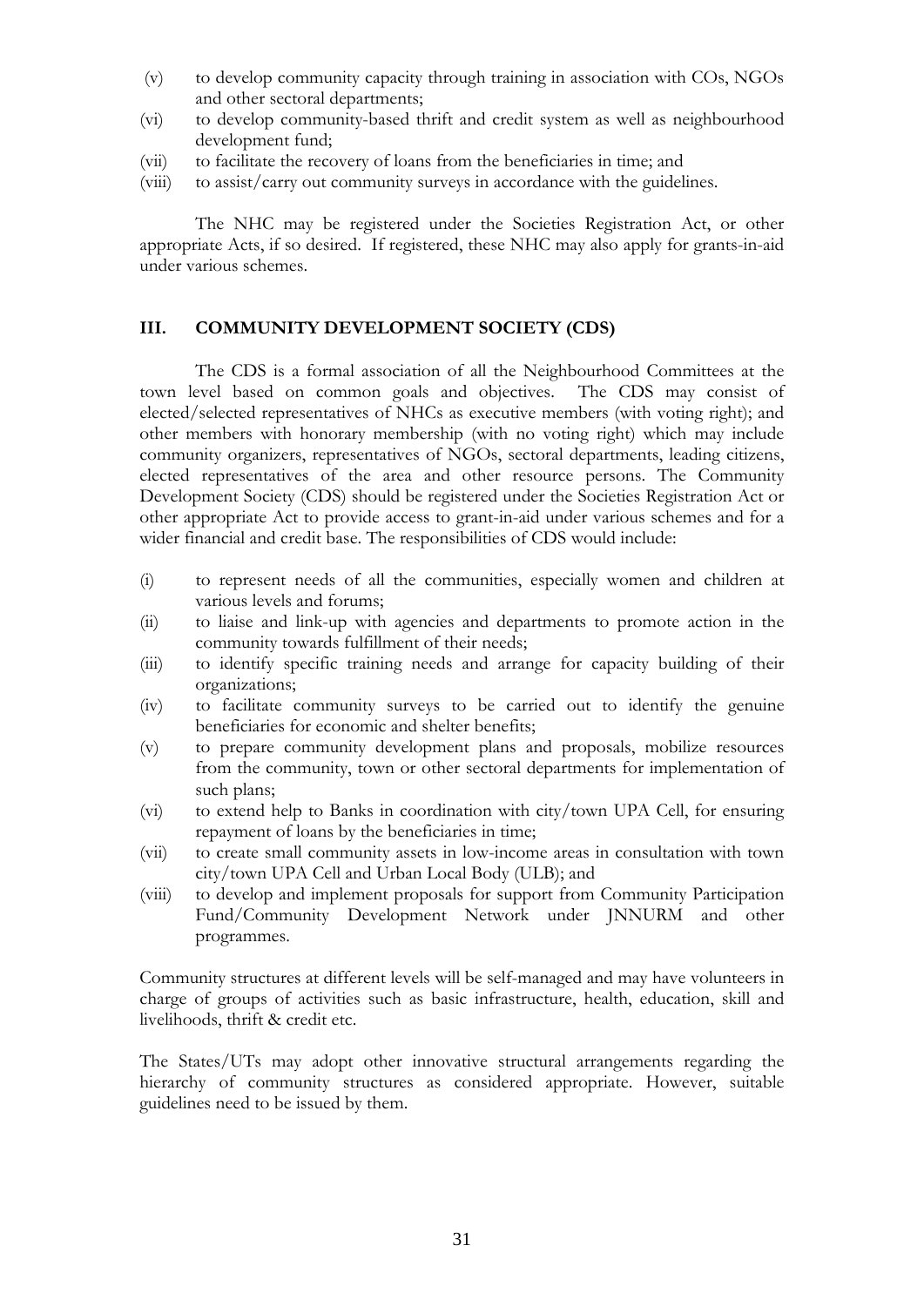(v) to develop community capacity through training in association with COs, NGOs and other sectoral departments;

(vi) to develop community-based thrift and credit system as well as neighbourhood development fund;

(vii) to facilitate the recovery of loans from the beneficiaries in time; and

(viii) to assist/carry out community surveys in accordance with the guidelines.

The NHC may be registered under the Societies Registration Act, or other appropriate Acts, if so desired. If registered, these NHC may also apply for grants-in-aid under various schemes.

## III. COMMUNITY DEVELOPMENT SOCIETY (CDS)

The CDS is a formal association of all the Neighbourhood Committees at the town level based on common goals and objectives. The CDS may consist of elected/selected representatives of NHCs as executive members (with voting right); and other members with honorary membership (with no voting right) which may include community organizers, representatives of NGOs, sectoral departments, leading citizens, elected representatives of the area and other resource persons. The Community Development Society (CDS) should be registered under the Societies Registration Act or other appropriate Act to provide access to grant-in-aid under various schemes and for a wider financial and credit base. The responsibilities of CDS would include:

(i) to represent needs of all the communities, especially women and children at various levels and forums;

(ii) to liaise and link-up with agencies and departments to promote action in the community towards fulfillment of their needs;

(iii) to identify specific training needs and arrange for capacity building of their organizations;

(iv) to facilitate community surveys to be carried out to identify the genuine beneficiaries for economic and shelter benefits;

(v) to prepare community development plans and proposals, mobilize resources from the community, town or other sectoral departments for implementation of such plans;

(vi) to extend help to Banks in coordination with city/town UPA Cell, for ensuring repayment of loans by the beneficiaries in time;

(vii) to create small community assets in low-income areas in consultation with town city/town UPA Cell and Urban Local Body (ULB); and

(viii) to develop and implement proposals for support from Community Participation Fund/Community Development Network under JNNURM and other programmes.

Community structures at different levels will be self-managed and may have volunteers in charge of groups of activities such as basic infrastructure, health, education, skill and livelihoods, thrift & credit etc.

The States/UTs may adopt other innovative structural arrangements regarding the hierarchy of community structures as considered appropriate. However, suitable guidelines need to be issued by them.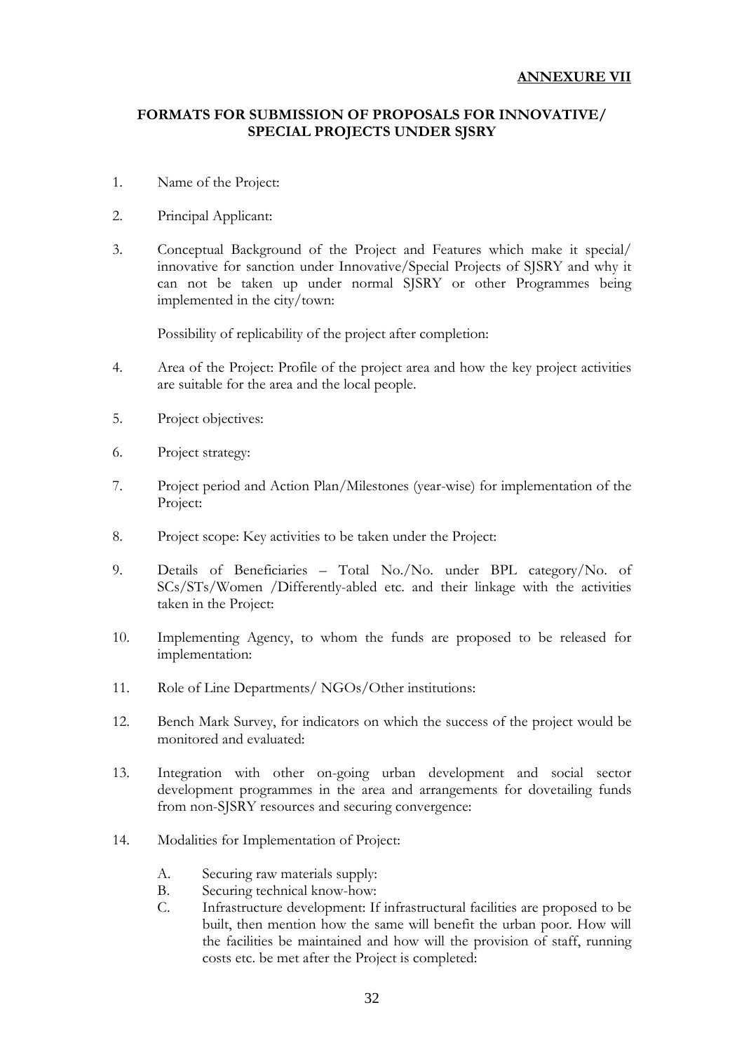**ANNEXURE VII**

## FORMATS FOR SUBMISSION OF PROPOSALS FOR INNOVATIVE/ SPECIAL PROJECTS UNDER SJSRY

1. Name of the Project:

2. Principal Applicant:

3. Conceptual Background of the Project and Features which make it special/ innovative for sanction under Innovative/Special Projects of SJSRY and why it can not be taken up under normal SJSRY or other Programmes being implemented in the city/town:

   Possibility of replicability of the project after completion:

4. Area of the Project: Profile of the project area and how the key project activities are suitable for the area and the local people.

5. Project objectives:

6. Project strategy:

7. Project period and Action Plan/Milestones (year-wise) for implementation of the Project:

8. Project scope: Key activities to be taken under the Project:

9. Details of Beneficiaries – Total No./No. under BPL category/No. of SCs/STs/Women /Differently-abled etc. and their linkage with the activities taken in the Project:

10. Implementing Agency, to whom the funds are proposed to be released for implementation:

11. Role of Line Departments/ NGOs/Other institutions:

12. Bench Mark Survey, for indicators on which the success of the project would be monitored and evaluated:

13. Integration with other on-going urban development and social sector development programmes in the area and arrangements for dovetailing funds from non-SJSRY resources and securing convergence:

14. Modalities for Implementation of Project:

    A. Securing raw materials supply:
    B. Securing technical know-how:
    C. Infrastructure development: If infrastructural facilities are proposed to be built, then mention how the same will benefit the urban poor. How will the facilities be maintained and how will the provision of staff, running costs etc. be met after the Project is completed: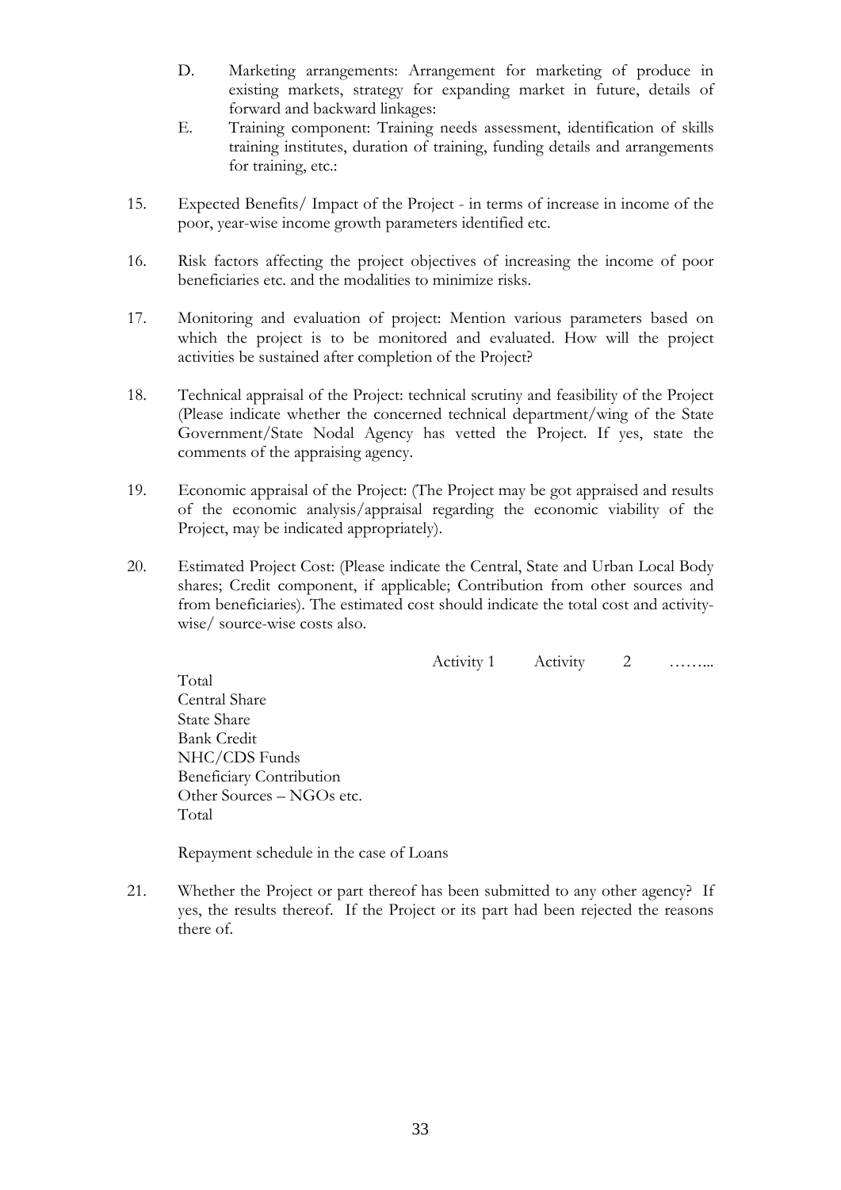D. Marketing arrangements: Arrangement for marketing of produce in existing markets, strategy for expanding market in future, details of forward and backward linkages:

E. Training component: Training needs assessment, identification of skills training institutes, duration of training, funding details and arrangements for training, etc.:

15. Expected Benefits/ Impact of the Project - in terms of increase in income of the poor, year-wise income growth parameters identified etc.

16. Risk factors affecting the project objectives of increasing the income of poor beneficiaries etc. and the modalities to minimize risks.

17. Monitoring and evaluation of project: Mention various parameters based on which the project is to be monitored and evaluated. How will the project activities be sustained after completion of the Project?

18. Technical appraisal of the Project: technical scrutiny and feasibility of the Project (Please indicate whether the concerned technical department/wing of the State Government/State Nodal Agency has vetted the Project. If yes, state the comments of the appraising agency.

19. Economic appraisal of the Project: (The Project may be got appraised and results of the economic analysis/appraisal regarding the economic viability of the Project, may be indicated appropriately).

20. Estimated Project Cost: (Please indicate the Central, State and Urban Local Body shares; Credit component, if applicable; Contribution from other sources and from beneficiaries). The estimated cost should indicate the total cost and activity-wise/ source-wise costs also.

| | Activity 1 | Activity 2 | …….. |
|---|---|---|---|
| Total | | | |
| Central Share | | | |
| State Share | | | |
| Bank Credit | | | |
| NHC/CDS Funds | | | |
| Beneficiary Contribution | | | |
| Other Sources – NGOs etc. | | | |
| Total | | | |

Repayment schedule in the case of Loans

21. Whether the Project or part thereof has been submitted to any other agency? If yes, the results thereof. If the Project or its part had been rejected the reasons there of.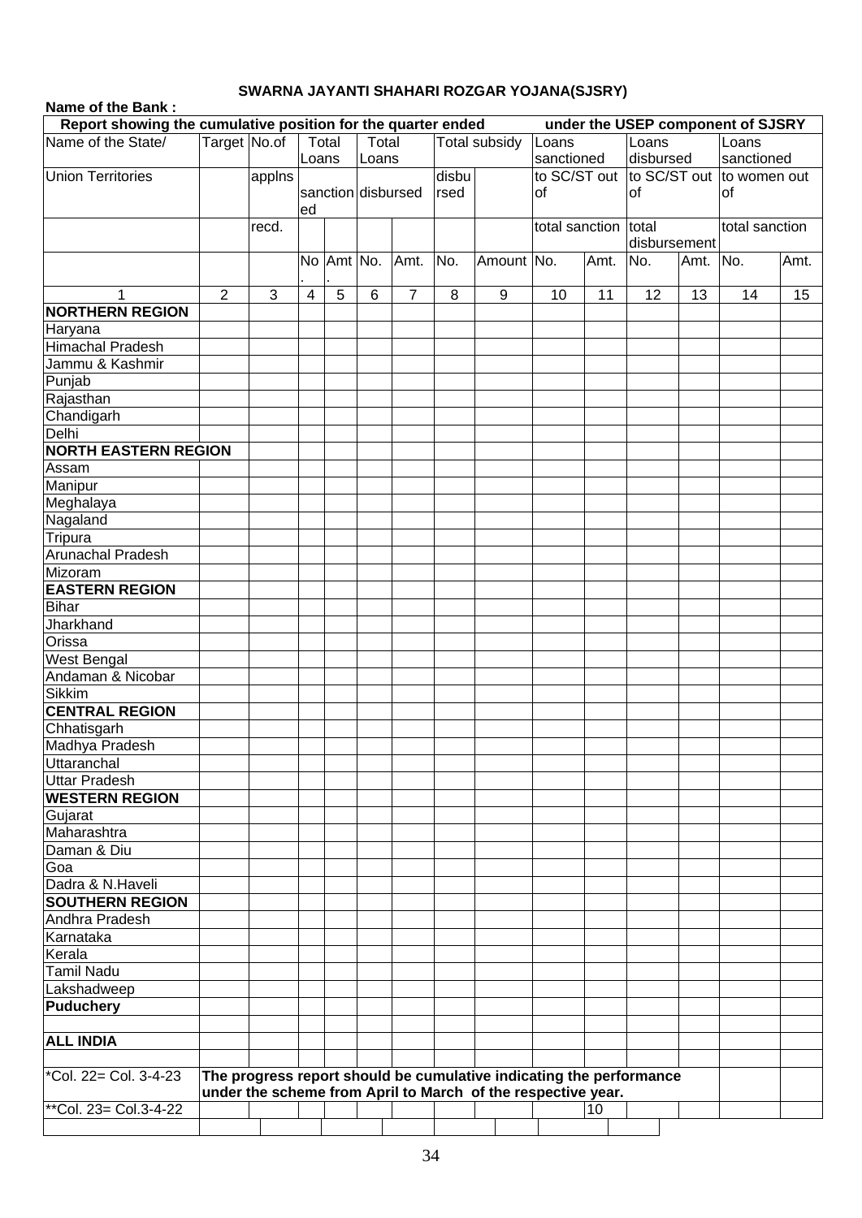# SWARNA JAYANTI SHAHARI ROZGAR YOJANA(SJSRY)

**Name of the Bank :**

**Report showing the cumulative position for the quarter ended under the USEP component of SJSRY**

| Name of the State/ Union Territories | Target | No.of applns recd. | Total Loans sanctioned | | Total Loans disbursed | | Total subsidy disbursed | | Loans sanctioned to SC/ST out of total sanction | | Loans disbursed to SC/ST out of total disbursement | | Loans sanctioned to women out of total sanction | |
|---|---|---|---|---|---|---|---|---|---|---|---|---|---|---|
| | | | No. | Amt. | No. | Amt. | No. | Amount | No. | Amt. | No. | Amt. | No. | Amt. |
| 1 | 2 | 3 | 4 | 5 | 6 | 7 | 8 | 9 | 10 | 11 | 12 | 13 | 14 | 15 |
| **NORTHERN REGION** | | | | | | | | | | | | | | |
| Haryana | | | | | | | | | | | | | | |
| Himachal Pradesh | | | | | | | | | | | | | | |
| Jammu & Kashmir | | | | | | | | | | | | | | |
| Punjab | | | | | | | | | | | | | | |
| Rajasthan | | | | | | | | | | | | | | |
| Chandigarh | | | | | | | | | | | | | | |
| Delhi | | | | | | | | | | | | | | |
| **NORTH EASTERN REGION** | | | | | | | | | | | | | | |
| Assam | | | | | | | | | | | | | | |
| Manipur | | | | | | | | | | | | | | |
| Meghalaya | | | | | | | | | | | | | | |
| Nagaland | | | | | | | | | | | | | | |
| Tripura | | | | | | | | | | | | | | |
| Arunachal Pradesh | | | | | | | | | | | | | | |
| Mizoram | | | | | | | | | | | | | | |
| **EASTERN REGION** | | | | | | | | | | | | | | |
| Bihar | | | | | | | | | | | | | | |
| Jharkhand | | | | | | | | | | | | | | |
| Orissa | | | | | | | | | | | | | | |
| West Bengal | | | | | | | | | | | | | | |
| Andaman & Nicobar | | | | | | | | | | | | | | |
| Sikkim | | | | | | | | | | | | | | |
| **CENTRAL REGION** | | | | | | | | | | | | | | |
| Chhatisgarh | | | | | | | | | | | | | | |
| Madhya Pradesh | | | | | | | | | | | | | | |
| Uttaranchal | | | | | | | | | | | | | | |
| Uttar Pradesh | | | | | | | | | | | | | | |
| **WESTERN REGION** | | | | | | | | | | | | | | |
| Gujarat | | | | | | | | | | | | | | |
| Maharashtra | | | | | | | | | | | | | | |
| Daman & Diu | | | | | | | | | | | | | | |
| Goa | | | | | | | | | | | | | | |
| Dadra & N.Haveli | | | | | | | | | | | | | | |
| **SOUTHERN REGION** | | | | | | | | | | | | | | |
| Andhra Pradesh | | | | | | | | | | | | | | |
| Karnataka | | | | | | | | | | | | | | |
| Kerala | | | | | | | | | | | | | | |
| Tamil Nadu | | | | | | | | | | | | | | |
| Lakshadweep | | | | | | | | | | | | | | |
| **Puduchery** | | | | | | | | | | | | | | |
| | | | | | | | | | | | | | | |
| **ALL INDIA** | | | | | | | | | | | | | | |

*Col. 22= Col. 3-4-23

**Col. 23= Col.3-4-22

**The progress report should be cumulative indicating the performance under the scheme from April to March of the respective year.**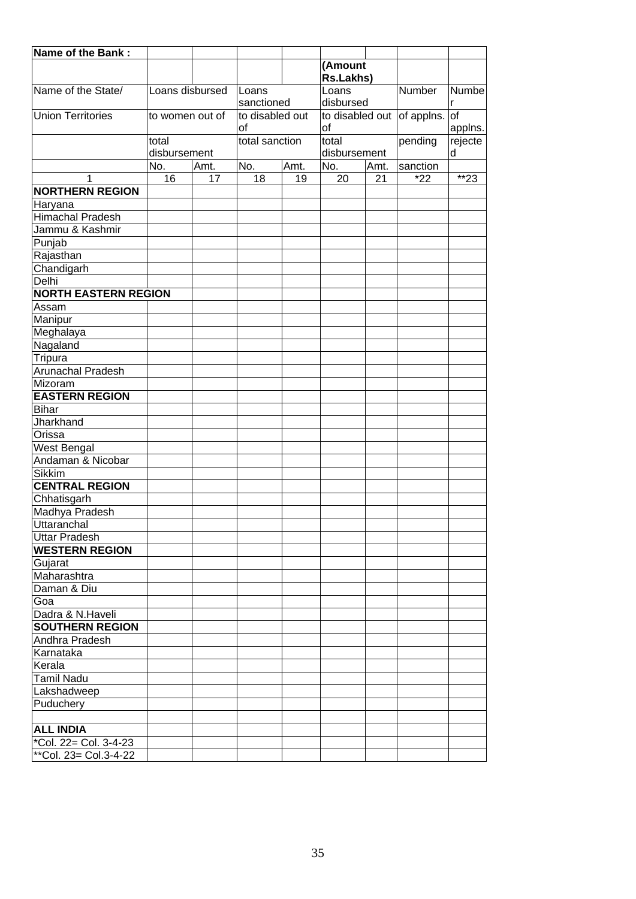| Name of the Bank : | | | | | | | | |
|---|---|---|---|---|---|---|---|---|
| | | | | | (Amount Rs.Lakhs) | | | |
| Name of the State/ Union Territories | Loans disbursed to women out of total disbursement | | Loans sanctioned to disabled out of total sanction | | Loans disbursed to disabled out of total disbursement | | Number of applns. pending sanction | Number of applns. rejected |
| | No. | Amt. | No. | Amt. | No. | Amt. | | |
| 1 | 16 | 17 | 18 | 19 | 20 | 21 | *22 | **23 |
| **NORTHERN REGION** | | | | | | | | |
| Haryana | | | | | | | | |
| Himachal Pradesh | | | | | | | | |
| Jammu & Kashmir | | | | | | | | |
| Punjab | | | | | | | | |
| Rajasthan | | | | | | | | |
| Chandigarh | | | | | | | | |
| Delhi | | | | | | | | |
| **NORTH EASTERN REGION** | | | | | | | | |
| Assam | | | | | | | | |
| Manipur | | | | | | | | |
| Meghalaya | | | | | | | | |
| Nagaland | | | | | | | | |
| Tripura | | | | | | | | |
| Arunachal Pradesh | | | | | | | | |
| Mizoram | | | | | | | | |
| **EASTERN REGION** | | | | | | | | |
| Bihar | | | | | | | | |
| Jharkhand | | | | | | | | |
| Orissa | | | | | | | | |
| West Bengal | | | | | | | | |
| Andaman & Nicobar | | | | | | | | |
| Sikkim | | | | | | | | |
| **CENTRAL REGION** | | | | | | | | |
| Chhatisgarh | | | | | | | | |
| Madhya Pradesh | | | | | | | | |
| Uttaranchal | | | | | | | | |
| Uttar Pradesh | | | | | | | | |
| **WESTERN REGION** | | | | | | | | |
| Gujarat | | | | | | | | |
| Maharashtra | | | | | | | | |
| Daman & Diu | | | | | | | | |
| Goa | | | | | | | | |
| Dadra & N.Haveli | | | | | | | | |
| **SOUTHERN REGION** | | | | | | | | |
| Andhra Pradesh | | | | | | | | |
| Karnataka | | | | | | | | |
| Kerala | | | | | | | | |
| Tamil Nadu | | | | | | | | |
| Lakshadweep | | | | | | | | |
| Puduchery | | | | | | | | |
| | | | | | | | | |
| **ALL INDIA** | | | | | | | | |
| *Col. 22= Col. 3-4-23 | | | | | | | | |
| **Col. 23= Col.3-4-22 | | | | | | | | |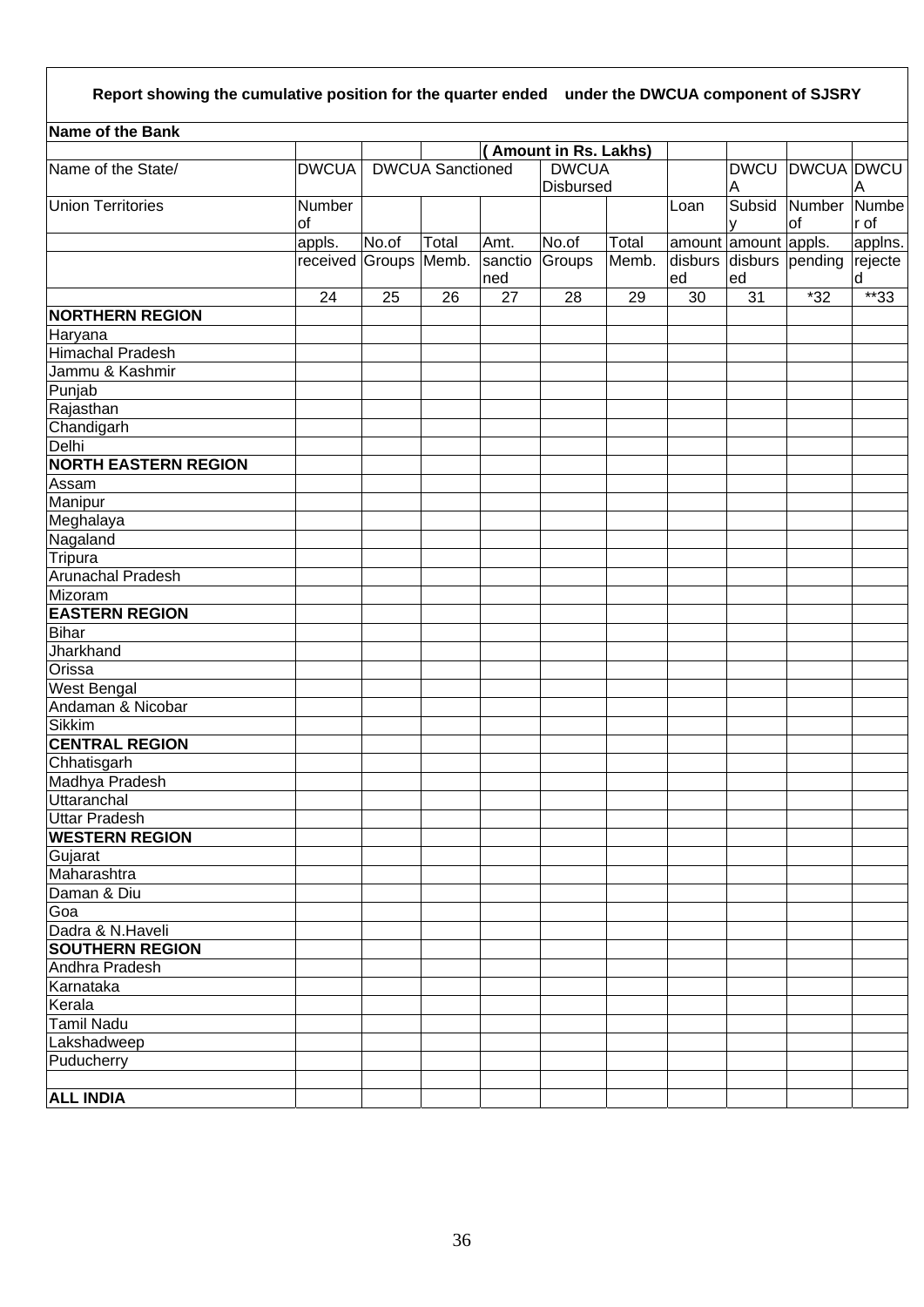**Report showing the cumulative position for the quarter ended under the DWCUA component of SJSRY**

**Name of the Bank**

(Amount in Rs. Lakhs)

| Name of the State/ Union Territories | DWCUA Number of appls. received | DWCUA Sanctioned No.of Groups | DWCUA Sanctioned Total Memb. | DWCUA Sanctioned Amt. sanctioned | DWCUA Disbursed No.of Groups | DWCUA Disbursed Total Memb. | Loan amount disbursed | DWCUA Subsidy amount disbursed | DWCUA Number of appls. pending | DWCUA Number of applns. rejected |
|---|---|---|---|---|---|---|---|---|---|---|
| | 24 | 25 | 26 | 27 | 28 | 29 | 30 | 31 | *32 | **33 |
| **NORTHERN REGION** | | | | | | | | | | |
| Haryana | | | | | | | | | | |
| Himachal Pradesh | | | | | | | | | | |
| Jammu & Kashmir | | | | | | | | | | |
| Punjab | | | | | | | | | | |
| Rajasthan | | | | | | | | | | |
| Chandigarh | | | | | | | | | | |
| Delhi | | | | | | | | | | |
| **NORTH EASTERN REGION** | | | | | | | | | | |
| Assam | | | | | | | | | | |
| Manipur | | | | | | | | | | |
| Meghalaya | | | | | | | | | | |
| Nagaland | | | | | | | | | | |
| Tripura | | | | | | | | | | |
| Arunachal Pradesh | | | | | | | | | | |
| Mizoram | | | | | | | | | | |
| **EASTERN REGION** | | | | | | | | | | |
| Bihar | | | | | | | | | | |
| Jharkhand | | | | | | | | | | |
| Orissa | | | | | | | | | | |
| West Bengal | | | | | | | | | | |
| Andaman & Nicobar | | | | | | | | | | |
| Sikkim | | | | | | | | | | |
| **CENTRAL REGION** | | | | | | | | | | |
| Chhatisgarh | | | | | | | | | | |
| Madhya Pradesh | | | | | | | | | | |
| Uttaranchal | | | | | | | | | | |
| Uttar Pradesh | | | | | | | | | | |
| **WESTERN REGION** | | | | | | | | | | |
| Gujarat | | | | | | | | | | |
| Maharashtra | | | | | | | | | | |
| Daman & Diu | | | | | | | | | | |
| Goa | | | | | | | | | | |
| Dadra & N.Haveli | | | | | | | | | | |
| **SOUTHERN REGION** | | | | | | | | | | |
| Andhra Pradesh | | | | | | | | | | |
| Karnataka | | | | | | | | | | |
| Kerala | | | | | | | | | | |
| Tamil Nadu | | | | | | | | | | |
| Lakshadweep | | | | | | | | | | |
| Puducherry | | | | | | | | | | |
| | | | | | | | | | | |
| **ALL INDIA** | | | | | | | | | | |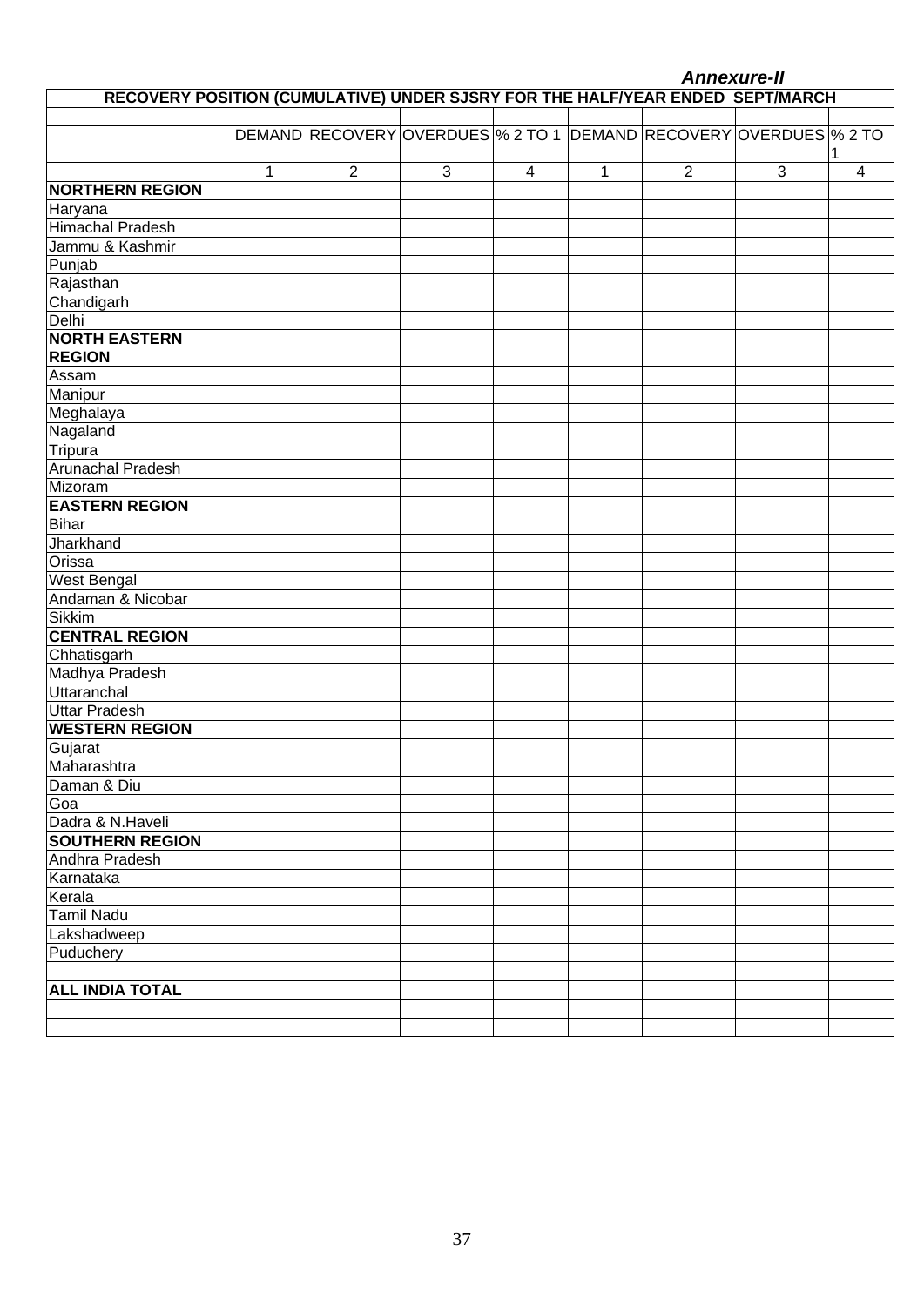***Annexure-II***

| RECOVERY POSITION (CUMULATIVE) UNDER SJSRY FOR THE HALF/YEAR ENDED SEPT/MARCH | | | | | | | | |
|---|---|---|---|---|---|---|---|---|
| | | | | | | | | |
| | DEMAND | RECOVERY | OVERDUES | % 2 TO 1 | DEMAND | RECOVERY | OVERDUES | % 2 TO 1 |
| | 1 | 2 | 3 | 4 | 1 | 2 | 3 | 4 |
| **NORTHERN REGION** | | | | | | | | |
| Haryana | | | | | | | | |
| Himachal Pradesh | | | | | | | | |
| Jammu & Kashmir | | | | | | | | |
| Punjab | | | | | | | | |
| Rajasthan | | | | | | | | |
| Chandigarh | | | | | | | | |
| Delhi | | | | | | | | |
| **NORTH EASTERN REGION** | | | | | | | | |
| Assam | | | | | | | | |
| Manipur | | | | | | | | |
| Meghalaya | | | | | | | | |
| Nagaland | | | | | | | | |
| Tripura | | | | | | | | |
| Arunachal Pradesh | | | | | | | | |
| Mizoram | | | | | | | | |
| **EASTERN REGION** | | | | | | | | |
| Bihar | | | | | | | | |
| Jharkhand | | | | | | | | |
| Orissa | | | | | | | | |
| West Bengal | | | | | | | | |
| Andaman & Nicobar | | | | | | | | |
| Sikkim | | | | | | | | |
| **CENTRAL REGION** | | | | | | | | |
| Chhatisgarh | | | | | | | | |
| Madhya Pradesh | | | | | | | | |
| Uttaranchal | | | | | | | | |
| Uttar Pradesh | | | | | | | | |
| **WESTERN REGION** | | | | | | | | |
| Gujarat | | | | | | | | |
| Maharashtra | | | | | | | | |
| Daman & Diu | | | | | | | | |
| Goa | | | | | | | | |
| Dadra & N.Haveli | | | | | | | | |
| **SOUTHERN REGION** | | | | | | | | |
| Andhra Pradesh | | | | | | | | |
| Karnataka | | | | | | | | |
| Kerala | | | | | | | | |
| Tamil Nadu | | | | | | | | |
| Lakshadweep | | | | | | | | |
| Puduchery | | | | | | | | |
| | | | | | | | | |
| **ALL INDIA TOTAL** | | | | | | | | |
| | | | | | | | | |
| | | | | | | | | |